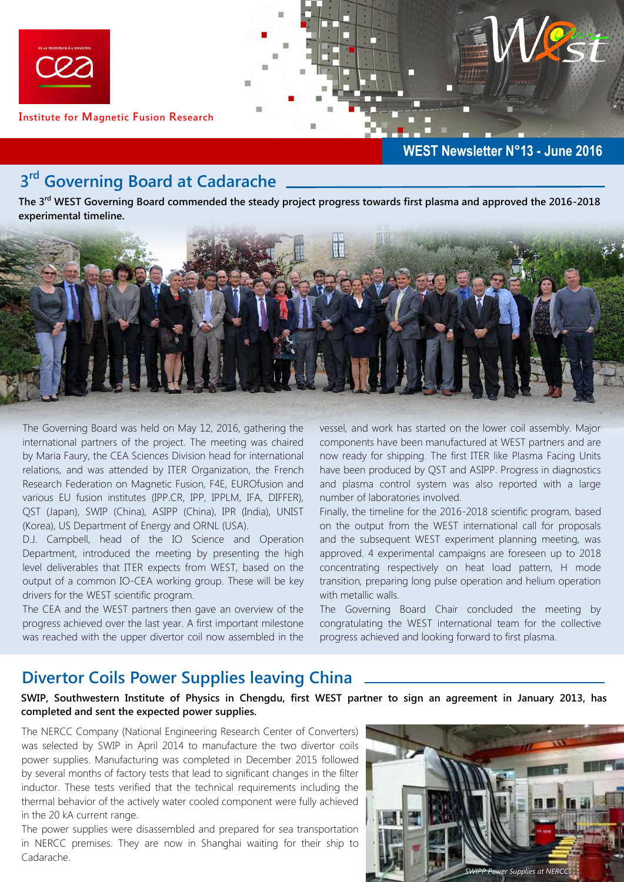Institute for Magnetic Fusion Research

**WEST Newsletter N°13 - June 2016**

## 3rd Governing Board at Cadarache

**The 3rd WEST Governing Board commended the steady project progress towards first plasma and approved the 2016-2018 experimental timeline.**

The Governing Board was held on May 12, 2016, gathering the international partners of the project. The meeting was chaired by Maria Faury, the CEA Sciences Division head for international relations, and was attended by ITER Organization, the French Research Federation on Magnetic Fusion, F4E, EUROfusion and various EU fusion institutes (IPP.CR, IPP, IPPLM, IFA, DIFFER), QST (Japan), SWIP (China), ASIPP (China), IPR (India), UNIST (Korea), US Department of Energy and ORNL (USA).

D.J. Campbell, head of the IO Science and Operation Department, introduced the meeting by presenting the high level deliverables that ITER expects from WEST, based on the output of a common IO-CEA working group. These will be key drivers for the WEST scientific program.

The CEA and the WEST partners then gave an overview of the progress achieved over the last year. A first important milestone was reached with the upper divertor coil now assembled in the vessel, and work has started on the lower coil assembly. Major components have been manufactured at WEST partners and are now ready for shipping. The first ITER like Plasma Facing Units have been produced by QST and ASIPP. Progress in diagnostics and plasma control system was also reported with a large number of laboratories involved.

Finally, the timeline for the 2016-2018 scientific program, based on the output from the WEST international call for proposals and the subsequent WEST experiment planning meeting, was approved. 4 experimental campaigns are foreseen up to 2018 concentrating respectively on heat load pattern, H mode transition, preparing long pulse operation and helium operation with metallic walls.

The Governing Board Chair concluded the meeting by congratulating the WEST international team for the collective progress achieved and looking forward to first plasma.

## Divertor Coils Power Supplies leaving China

**SWIP, Southwestern Institute of Physics in Chengdu, first WEST partner to sign an agreement in January 2013, has completed and sent the expected power supplies.**

The NERCC Company (National Engineering Research Center of Converters) was selected by SWIP in April 2014 to manufacture the two divertor coils power supplies. Manufacturing was completed in December 2015 followed by several months of factory tests that lead to significant changes in the filter inductor. These tests verified that the technical requirements including the thermal behavior of the actively water cooled component were fully achieved in the 20 kA current range.

The power supplies were disassembled and prepared for sea transportation in NERCC premises. They are now in Shanghai waiting for their ship to Cadarache.

*SWIPP Power Supplies at NERCC*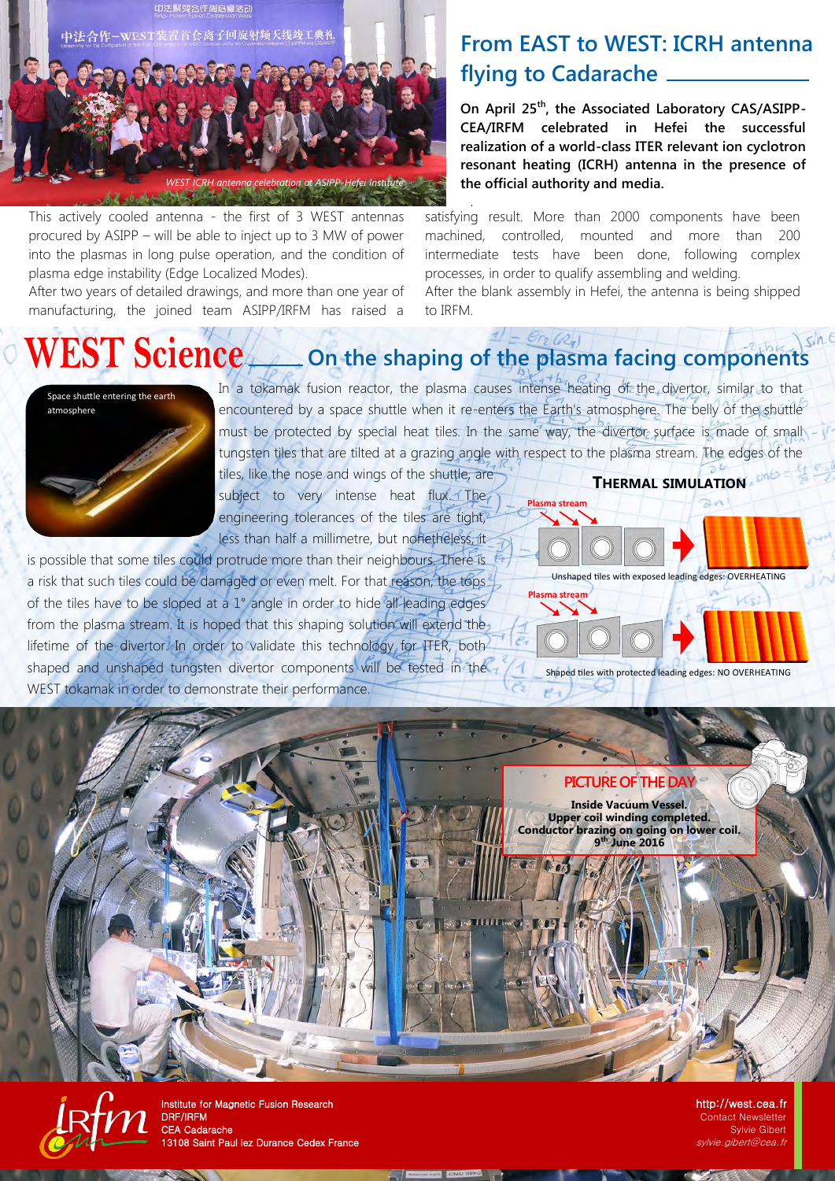## From EAST to WEST: ICRH antenna flying to Cadarache

*WEST ICRH antenna celebration at ASIPP-Hefei Institute*

**On April 25th, the Associated Laboratory CAS/ASIPP-CEA/IRFM celebrated in Hefei the successful realization of a world-class ITER relevant ion cyclotron resonant heating (ICRH) antenna in the presence of the official authority and media.**

This actively cooled antenna - the first of 3 WEST antennas procured by ASIPP – will be able to inject up to 3 MW of power into the plasmas in long pulse operation, and the condition of plasma edge instability (Edge Localized Modes).

After two years of detailed drawings, and more than one year of manufacturing, the joined team ASIPP/IRFM has raised a satisfying result. More than 2000 components have been machined, controlled, mounted and more than 200 intermediate tests have been done, following complex processes, in order to qualify assembling and welding.

After the blank assembly in Hefei, the antenna is being shipped to IRFM.

# WEST Science

## On the shaping of the plasma facing components

Space shuttle entering the earth atmosphere

In a tokamak fusion reactor, the plasma causes intense heating of the divertor, similar to that encountered by a space shuttle when it re-enters the Earth's atmosphere. The belly of the shuttle must be protected by special heat tiles. In the same way, the divertor surface is made of small tungsten tiles that are tilted at a grazing angle with respect to the plasma stream. The edges of the tiles, like the nose and wings of the shuttle, are subject to very intense heat flux. The engineering tolerances of the tiles are tight, less than half a millimetre, but nonetheless, it is possible that some tiles could protrude more than their neighbours. There is a risk that such tiles could be damaged or even melt. For that reason, the tops of the tiles have to be sloped at a 1° angle in order to hide all leading edges from the plasma stream. It is hoped that this shaping solution will extend the lifetime of the divertor. In order to validate this technology for ITER, both shaped and unshaped tungsten divertor components will be tested in the WEST tokamak in order to demonstrate their performance.

**THERMAL SIMULATION**

Plasma stream

Unshaped tiles with exposed leading edges: OVERHEATING

Plasma stream

Shaped tiles with protected leading edges: NO OVERHEATING

**PICTURE OF THE DAY**

**Inside Vacuum Vessel.**
**Upper coil winding completed.**
**Conductor brazing on going on lower coil.**
**9th June 2016**

Institute for Magnetic Fusion Research
DRF/IRFM
CEA Cadarache
13108 Saint Paul lez Durance Cedex France

http://west.cea.fr
Contact Newsletter
Sylvie Gibert
*sylvie.gibert@cea.fr*